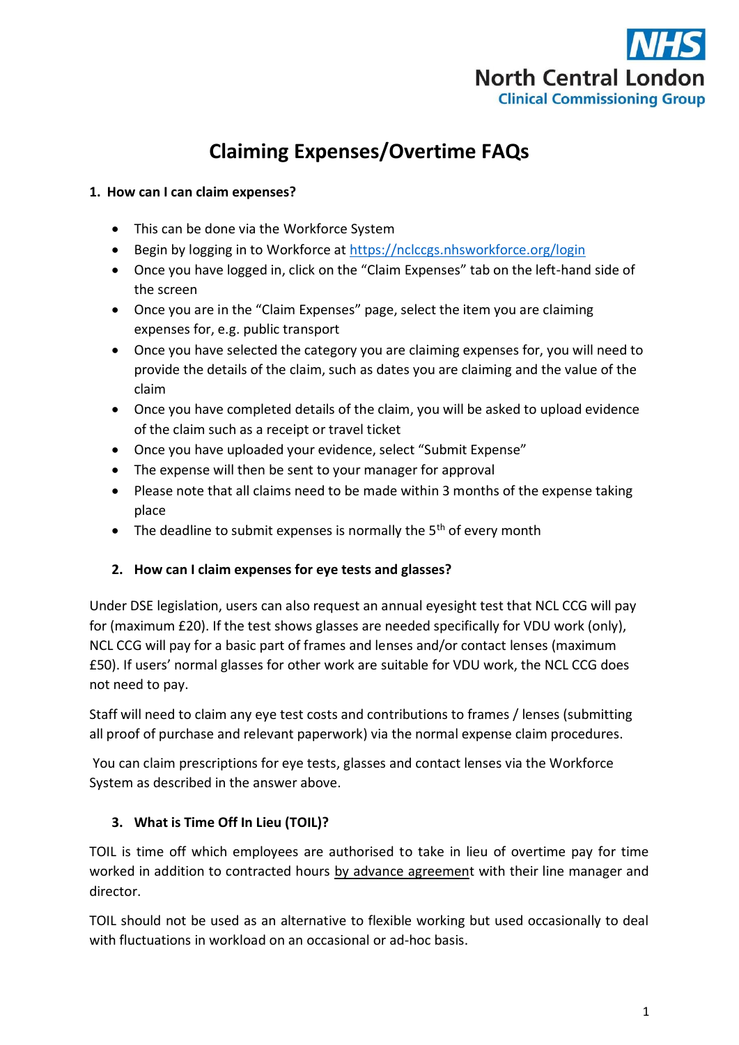NHS
North Central London
Clinical Commissioning Group

# Claiming Expenses/Overtime FAQs

## 1. How can I can claim expenses?

- This can be done via the Workforce System
- Begin by logging in to Workforce at https://nclccgs.nhsworkforce.org/login
- Once you have logged in, click on the "Claim Expenses" tab on the left-hand side of the screen
- Once you are in the "Claim Expenses" page, select the item you are claiming expenses for, e.g. public transport
- Once you have selected the category you are claiming expenses for, you will need to provide the details of the claim, such as dates you are claiming and the value of the claim
- Once you have completed details of the claim, you will be asked to upload evidence of the claim such as a receipt or travel ticket
- Once you have uploaded your evidence, select "Submit Expense"
- The expense will then be sent to your manager for approval
- Please note that all claims need to be made within 3 months of the expense taking place
- The deadline to submit expenses is normally the 5th of every month

## 2. How can I claim expenses for eye tests and glasses?

Under DSE legislation, users can also request an annual eyesight test that NCL CCG will pay for (maximum £20). If the test shows glasses are needed specifically for VDU work (only), NCL CCG will pay for a basic part of frames and lenses and/or contact lenses (maximum £50). If users' normal glasses for other work are suitable for VDU work, the NCL CCG does not need to pay.

Staff will need to claim any eye test costs and contributions to frames / lenses (submitting all proof of purchase and relevant paperwork) via the normal expense claim procedures.

You can claim prescriptions for eye tests, glasses and contact lenses via the Workforce System as described in the answer above.

## 3. What is Time Off In Lieu (TOIL)?

TOIL is time off which employees are authorised to take in lieu of overtime pay for time worked in addition to contracted hours by advance agreement with their line manager and director.

TOIL should not be used as an alternative to flexible working but used occasionally to deal with fluctuations in workload on an occasional or ad-hoc basis.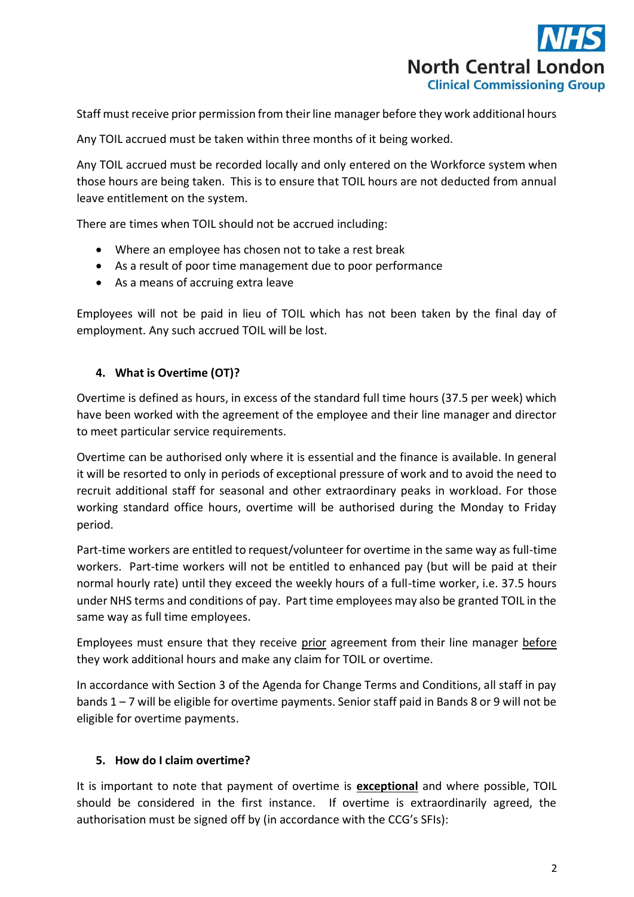Staff must receive prior permission from their line manager before they work additional hours

Any TOIL accrued must be taken within three months of it being worked.

Any TOIL accrued must be recorded locally and only entered on the Workforce system when those hours are being taken. This is to ensure that TOIL hours are not deducted from annual leave entitlement on the system.

There are times when TOIL should not be accrued including:

- Where an employee has chosen not to take a rest break
- As a result of poor time management due to poor performance
- As a means of accruing extra leave

Employees will not be paid in lieu of TOIL which has not been taken by the final day of employment. Any such accrued TOIL will be lost.

## 4. What is Overtime (OT)?

Overtime is defined as hours, in excess of the standard full time hours (37.5 per week) which have been worked with the agreement of the employee and their line manager and director to meet particular service requirements.

Overtime can be authorised only where it is essential and the finance is available. In general it will be resorted to only in periods of exceptional pressure of work and to avoid the need to recruit additional staff for seasonal and other extraordinary peaks in workload. For those working standard office hours, overtime will be authorised during the Monday to Friday period.

Part-time workers are entitled to request/volunteer for overtime in the same way as full-time workers. Part-time workers will not be entitled to enhanced pay (but will be paid at their normal hourly rate) until they exceed the weekly hours of a full-time worker, i.e. 37.5 hours under NHS terms and conditions of pay. Part time employees may also be granted TOIL in the same way as full time employees.

Employees must ensure that they receive <u>prior</u> agreement from their line manager <u>before</u> they work additional hours and make any claim for TOIL or overtime.

In accordance with Section 3 of the Agenda for Change Terms and Conditions, all staff in pay bands 1 – 7 will be eligible for overtime payments. Senior staff paid in Bands 8 or 9 will not be eligible for overtime payments.

## 5. How do I claim overtime?

It is important to note that payment of overtime is <u>**exceptional**</u> and where possible, TOIL should be considered in the first instance. If overtime is extraordinarily agreed, the authorisation must be signed off by (in accordance with the CCG's SFIs):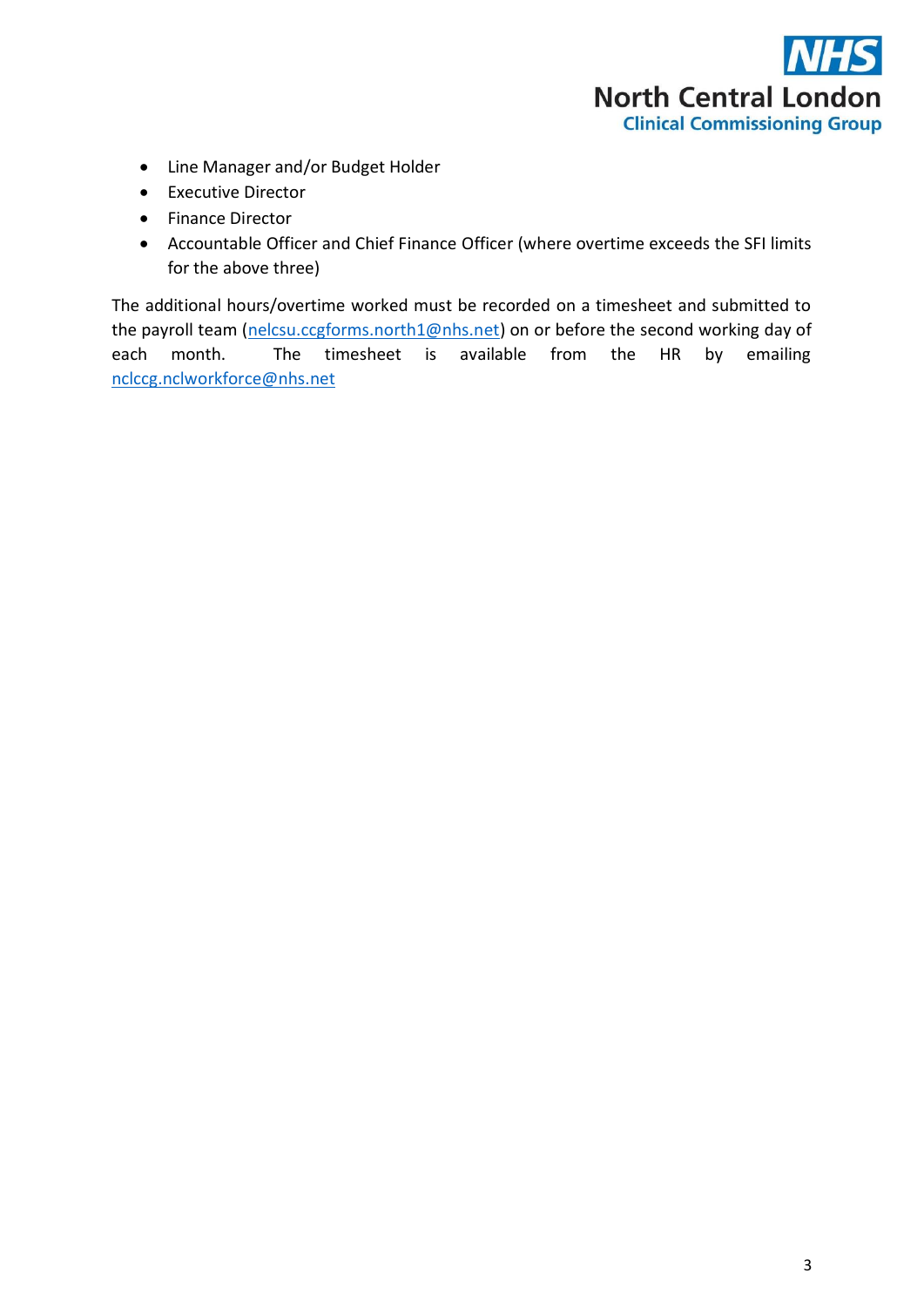- Line Manager and/or Budget Holder
- Executive Director
- Finance Director
- Accountable Officer and Chief Finance Officer (where overtime exceeds the SFI limits for the above three)

The additional hours/overtime worked must be recorded on a timesheet and submitted to the payroll team (nelcsu.ccgforms.north1@nhs.net) on or before the second working day of each month. The timesheet is available from the HR by emailing nclccg.nclworkforce@nhs.net